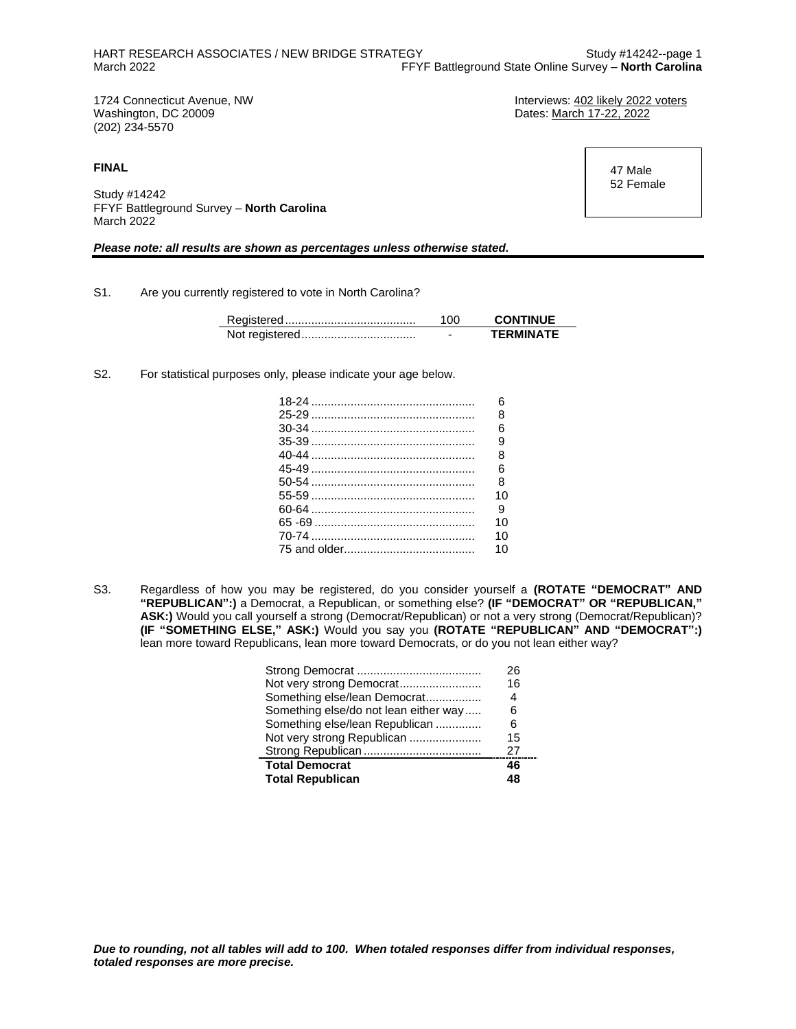1724 Connecticut Avenue, NW
Washington, DC 20009
(202) 234-5570

Interviews: 402 likely 2022 voters
Dates: March 17-22, 2022

**FINAL**

Study #14242
FFYF Battleground Survey – **North Carolina**
March 2022

47 Male
52 Female

***Please note: all results are shown as percentages unless otherwise stated.***

S1. Are you currently registered to vote in North Carolina?

| | | |
|---|---|---|
| Registered | 100 | **CONTINUE** |
| Not registered | - | **TERMINATE** |

S2. For statistical purposes only, please indicate your age below.

| | |
|---|---|
| 18-24 | 6 |
| 25-29 | 8 |
| 30-34 | 6 |
| 35-39 | 9 |
| 40-44 | 8 |
| 45-49 | 6 |
| 50-54 | 8 |
| 55-59 | 10 |
| 60-64 | 9 |
| 65 -69 | 10 |
| 70-74 | 10 |
| 75 and older | 10 |

S3. Regardless of how you may be registered, do you consider yourself a **(ROTATE "DEMOCRAT" AND "REPUBLICAN":)** a Democrat, a Republican, or something else? **(IF "DEMOCRAT" OR "REPUBLICAN," ASK:)** Would you call yourself a strong (Democrat/Republican) or not a very strong (Democrat/Republican)? **(IF "SOMETHING ELSE," ASK:)** Would you say you **(ROTATE "REPUBLICAN" AND "DEMOCRAT":)** lean more toward Republicans, lean more toward Democrats, or do you not lean either way?

| | |
|---|---|
| Strong Democrat | 26 |
| Not very strong Democrat | 16 |
| Something else/lean Democrat | 4 |
| Something else/do not lean either way | 6 |
| Something else/lean Republican | 6 |
| Not very strong Republican | 15 |
| Strong Republican | 27 |
| **Total Democrat** | **46** |
| **Total Republican** | **48** |

***Due to rounding, not all tables will add to 100. When totaled responses differ from individual responses, totaled responses are more precise.***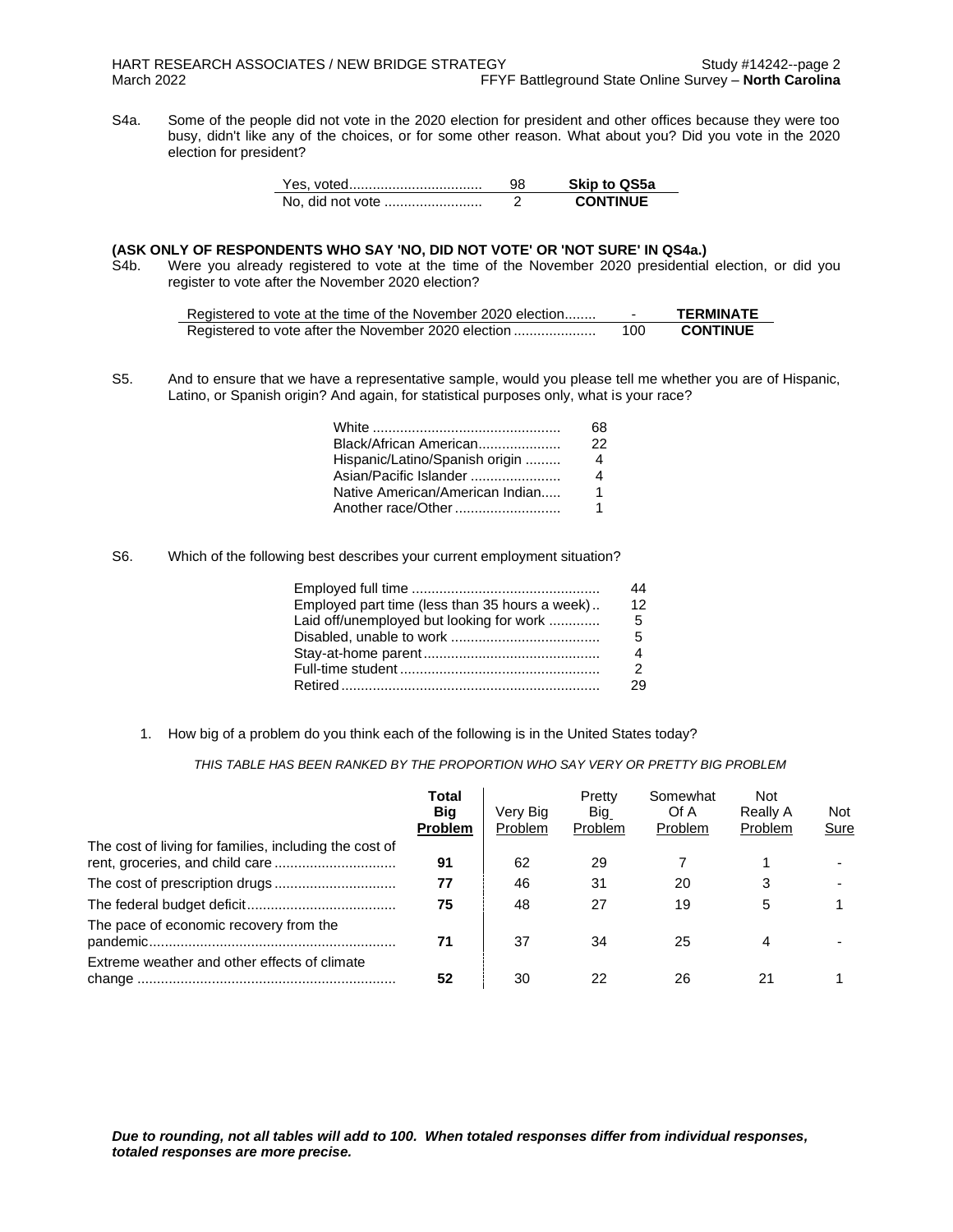S4a. Some of the people did not vote in the 2020 election for president and other offices because they were too busy, didn't like any of the choices, or for some other reason. What about you? Did you vote in the 2020 election for president?

| | | |
|---|---|---|
| Yes, voted | 98 | **Skip to QS5a** |
| No, did not vote | 2 | **CONTINUE** |

**(ASK ONLY OF RESPONDENTS WHO SAY 'NO, DID NOT VOTE' OR 'NOT SURE' IN QS4a.)**

S4b. Were you already registered to vote at the time of the November 2020 presidential election, or did you register to vote after the November 2020 election?

| | | |
|---|---|---|
| Registered to vote at the time of the November 2020 election | - | **TERMINATE** |
| Registered to vote after the November 2020 election | 100 | **CONTINUE** |

S5. And to ensure that we have a representative sample, would you please tell me whether you are of Hispanic, Latino, or Spanish origin? And again, for statistical purposes only, what is your race?

| | |
|---|---|
| White | 68 |
| Black/African American | 22 |
| Hispanic/Latino/Spanish origin | 4 |
| Asian/Pacific Islander | 4 |
| Native American/American Indian | 1 |
| Another race/Other | 1 |

S6. Which of the following best describes your current employment situation?

| | |
|---|---|
| Employed full time | 44 |
| Employed part time (less than 35 hours a week) | 12 |
| Laid off/unemployed but looking for work | 5 |
| Disabled, unable to work | 5 |
| Stay-at-home parent | 4 |
| Full-time student | 2 |
| Retired | 29 |

1. How big of a problem do you think each of the following is in the United States today?

*THIS TABLE HAS BEEN RANKED BY THE PROPORTION WHO SAY VERY OR PRETTY BIG PROBLEM*

| | Total Big Problem | Very Big Problem | Pretty Big Problem | Somewhat Of A Problem | Not Really A Problem | Not Sure |
|---|---|---|---|---|---|---|
| The cost of living for families, including the cost of rent, groceries, and child care | **91** | 62 | 29 | 7 | 1 | - |
| The cost of prescription drugs | **77** | 46 | 31 | 20 | 3 | - |
| The federal budget deficit | **75** | 48 | 27 | 19 | 5 | 1 |
| The pace of economic recovery from the pandemic | **71** | 37 | 34 | 25 | 4 | - |
| Extreme weather and other effects of climate change | **52** | 30 | 22 | 26 | 21 | 1 |

***Due to rounding, not all tables will add to 100. When totaled responses differ from individual responses, totaled responses are more precise.***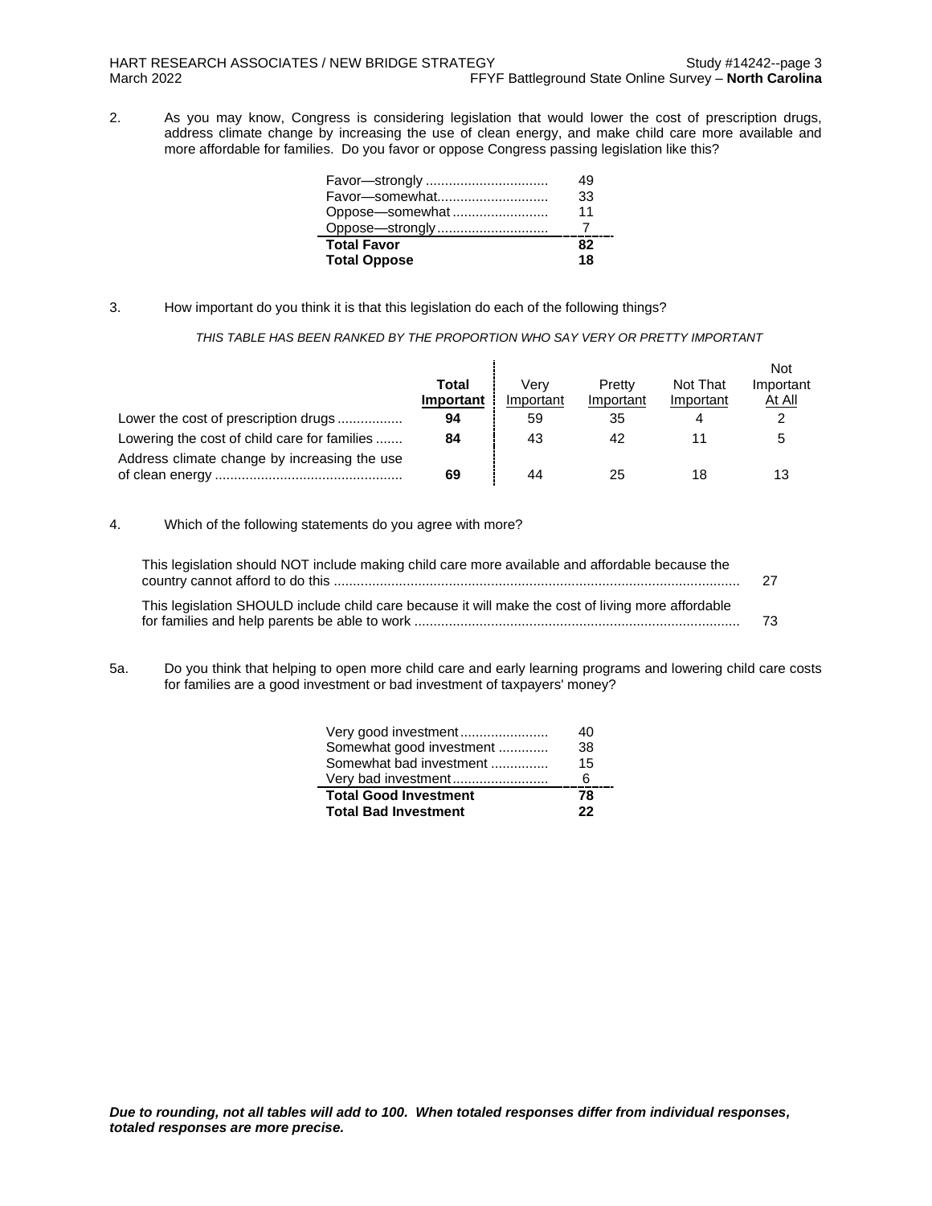2. As you may know, Congress is considering legislation that would lower the cost of prescription drugs, address climate change by increasing the use of clean energy, and make child care more available and more affordable for families. Do you favor or oppose Congress passing legislation like this?

| | |
|---|---|
| Favor—strongly | 49 |
| Favor—somewhat | 33 |
| Oppose—somewhat | 11 |
| Oppose—strongly | 7 |
| **Total Favor** | **82** |
| **Total Oppose** | **18** |

3. How important do you think it is that this legislation do each of the following things?

*THIS TABLE HAS BEEN RANKED BY THE PROPORTION WHO SAY VERY OR PRETTY IMPORTANT*

| | **Total Important** | Very Important | Pretty Important | Not That Important | Not Important At All |
|---|---|---|---|---|---|
| Lower the cost of prescription drugs | **94** | 59 | 35 | 4 | 2 |
| Lowering the cost of child care for families | **84** | 43 | 42 | 11 | 5 |
| Address climate change by increasing the use of clean energy | **69** | 44 | 25 | 18 | 13 |

4. Which of the following statements do you agree with more?

| | |
|---|---|
| This legislation should NOT include making child care more available and affordable because the country cannot afford to do this | 27 |
| This legislation SHOULD include child care because it will make the cost of living more affordable for families and help parents be able to work | 73 |

5a. Do you think that helping to open more child care and early learning programs and lowering child care costs for families are a good investment or bad investment of taxpayers' money?

| | |
|---|---|
| Very good investment | 40 |
| Somewhat good investment | 38 |
| Somewhat bad investment | 15 |
| Very bad investment | 6 |
| **Total Good Investment** | **78** |
| **Total Bad Investment** | **22** |

***Due to rounding, not all tables will add to 100. When totaled responses differ from individual responses, totaled responses are more precise.***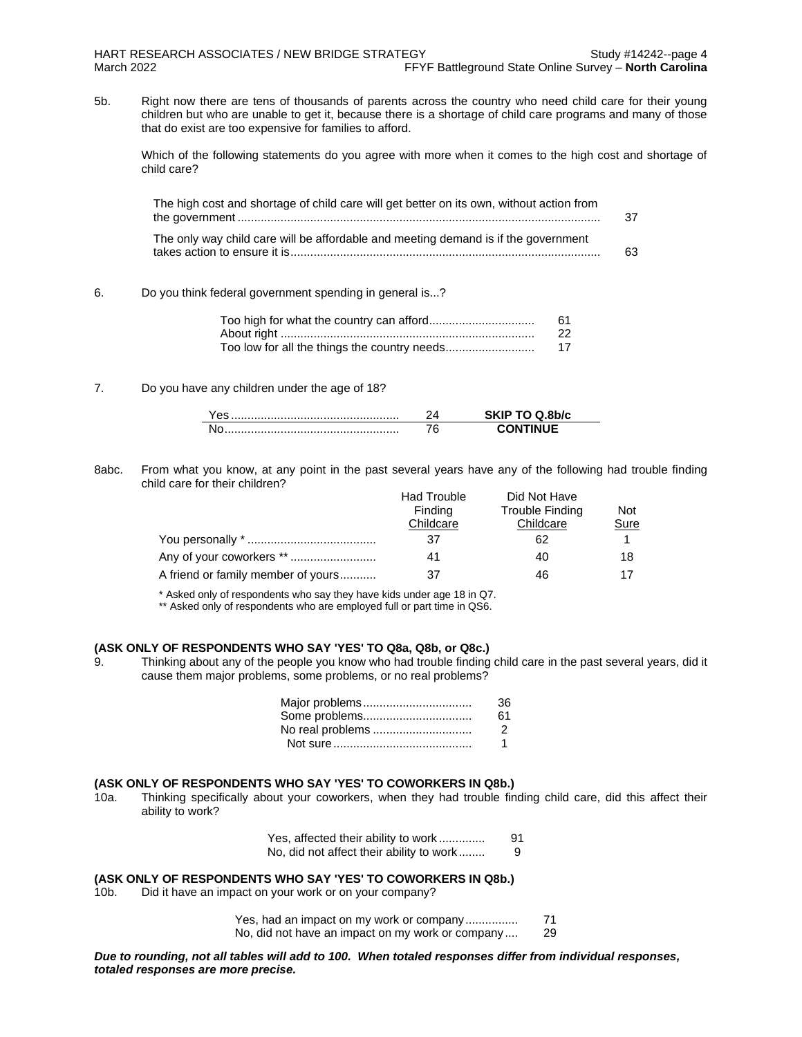5b. Right now there are tens of thousands of parents across the country who need child care for their young children but who are unable to get it, because there is a shortage of child care programs and many of those that do exist are too expensive for families to afford.

Which of the following statements do you agree with more when it comes to the high cost and shortage of child care?

| | |
|---|---|
| The high cost and shortage of child care will get better on its own, without action from the government | 37 |
| The only way child care will be affordable and meeting demand is if the government takes action to ensure it is | 63 |

6. Do you think federal government spending in general is...?

| | |
|---|---|
| Too high for what the country can afford | 61 |
| About right | 22 |
| Too low for all the things the country needs | 17 |

7. Do you have any children under the age of 18?

| | | |
|---|---|---|
| Yes | 24 | **SKIP TO Q.8b/c** |
| No | 76 | **CONTINUE** |

8abc. From what you know, at any point in the past several years have any of the following had trouble finding child care for their children?

| | Had Trouble Finding Childcare | Did Not Have Trouble Finding Childcare | Not Sure |
|---|---|---|---|
| You personally * | 37 | 62 | 1 |
| Any of your coworkers ** | 41 | 40 | 18 |
| A friend or family member of yours | 37 | 46 | 17 |

\* Asked only of respondents who say they have kids under age 18 in Q7.
\*\* Asked only of respondents who are employed full or part time in QS6.

**(ASK ONLY OF RESPONDENTS WHO SAY 'YES' TO Q8a, Q8b, or Q8c.)**

9. Thinking about any of the people you know who had trouble finding child care in the past several years, did it cause them major problems, some problems, or no real problems?

| | |
|---|---|
| Major problems | 36 |
| Some problems | 61 |
| No real problems | 2 |
| Not sure | 1 |

**(ASK ONLY OF RESPONDENTS WHO SAY 'YES' TO COWORKERS IN Q8b.)**

10a. Thinking specifically about your coworkers, when they had trouble finding child care, did this affect their ability to work?

| | |
|---|---|
| Yes, affected their ability to work | 91 |
| No, did not affect their ability to work | 9 |

**(ASK ONLY OF RESPONDENTS WHO SAY 'YES' TO COWORKERS IN Q8b.)**

10b. Did it have an impact on your work or on your company?

| | |
|---|---|
| Yes, had an impact on my work or company | 71 |
| No, did not have an impact on my work or company | 29 |

***Due to rounding, not all tables will add to 100. When totaled responses differ from individual responses, totaled responses are more precise.***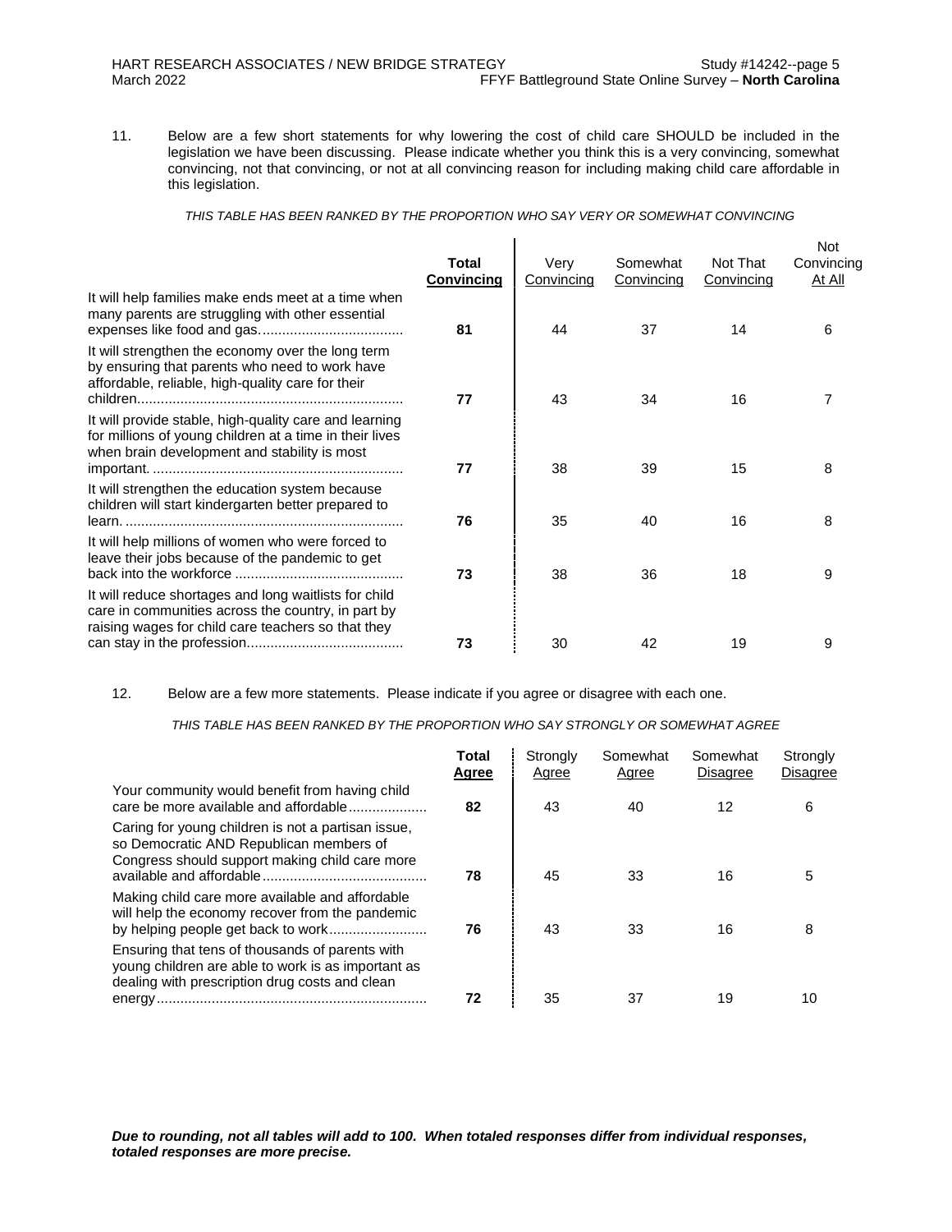11. Below are a few short statements for why lowering the cost of child care SHOULD be included in the legislation we have been discussing. Please indicate whether you think this is a very convincing, somewhat convincing, not that convincing, or not at all convincing reason for including making child care affordable in this legislation.

*THIS TABLE HAS BEEN RANKED BY THE PROPORTION WHO SAY VERY OR SOMEWHAT CONVINCING*

| | **Total Convincing** | Very Convincing | Somewhat Convincing | Not That Convincing | Not Convincing At All |
|---|---|---|---|---|---|
| It will help families make ends meet at a time when many parents are struggling with other essential expenses like food and gas. | **81** | 44 | 37 | 14 | 6 |
| It will strengthen the economy over the long term by ensuring that parents who need to work have affordable, reliable, high-quality care for their children | **77** | 43 | 34 | 16 | 7 |
| It will provide stable, high-quality care and learning for millions of young children at a time in their lives when brain development and stability is most important. | **77** | 38 | 39 | 15 | 8 |
| It will strengthen the education system because children will start kindergarten better prepared to learn. | **76** | 35 | 40 | 16 | 8 |
| It will help millions of women who were forced to leave their jobs because of the pandemic to get back into the workforce | **73** | 38 | 36 | 18 | 9 |
| It will reduce shortages and long waitlists for child care in communities across the country, in part by raising wages for child care teachers so that they can stay in the profession. | **73** | 30 | 42 | 19 | 9 |

12. Below are a few more statements. Please indicate if you agree or disagree with each one.

*THIS TABLE HAS BEEN RANKED BY THE PROPORTION WHO SAY STRONGLY OR SOMEWHAT AGREE*

| | **Total Agree** | Strongly Agree | Somewhat Agree | Somewhat Disagree | Strongly Disagree |
|---|---|---|---|---|---|
| Your community would benefit from having child care be more available and affordable | **82** | 43 | 40 | 12 | 6 |
| Caring for young children is not a partisan issue, so Democratic AND Republican members of Congress should support making child care more available and affordable | **78** | 45 | 33 | 16 | 5 |
| Making child care more available and affordable will help the economy recover from the pandemic by helping people get back to work | **76** | 43 | 33 | 16 | 8 |
| Ensuring that tens of thousands of parents with young children are able to work is as important as dealing with prescription drug costs and clean energy | **72** | 35 | 37 | 19 | 10 |

***Due to rounding, not all tables will add to 100. When totaled responses differ from individual responses, totaled responses are more precise.***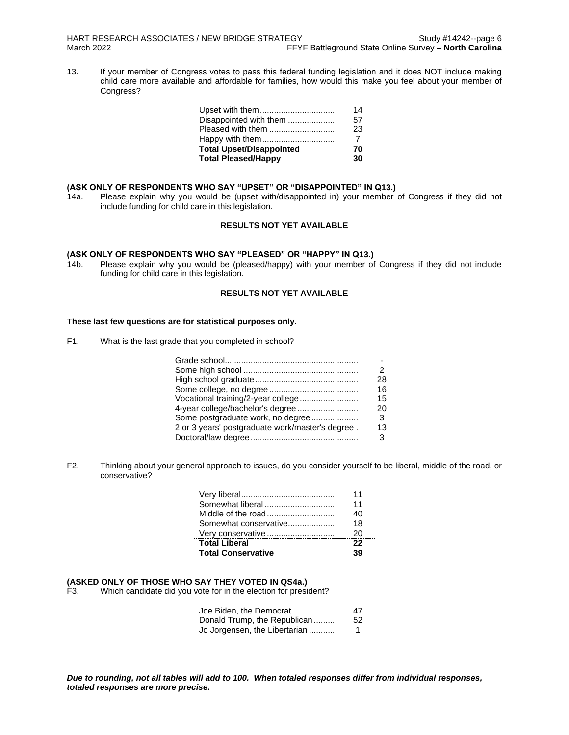13. If your member of Congress votes to pass this federal funding legislation and it does NOT include making child care more available and affordable for families, how would this make you feel about your member of Congress?

| | |
|---|---|
| Upset with them | 14 |
| Disappointed with them | 57 |
| Pleased with them | 23 |
| Happy with them | 7 |
| **Total Upset/Disappointed** | **70** |
| **Total Pleased/Happy** | **30** |

**(ASK ONLY OF RESPONDENTS WHO SAY "UPSET" OR "DISAPPOINTED" IN Q13.)**

14a. Please explain why you would be (upset with/disappointed in) your member of Congress if they did not include funding for child care in this legislation.

**RESULTS NOT YET AVAILABLE**

**(ASK ONLY OF RESPONDENTS WHO SAY "PLEASED" OR "HAPPY" IN Q13.)**

14b. Please explain why you would be (pleased/happy) with your member of Congress if they did not include funding for child care in this legislation.

**RESULTS NOT YET AVAILABLE**

**These last few questions are for statistical purposes only.**

F1. What is the last grade that you completed in school?

| | |
|---|---|
| Grade school | - |
| Some high school | 2 |
| High school graduate | 28 |
| Some college, no degree | 16 |
| Vocational training/2-year college | 15 |
| 4-year college/bachelor's degree | 20 |
| Some postgraduate work, no degree | 3 |
| 2 or 3 years' postgraduate work/master's degree | 13 |
| Doctoral/law degree | 3 |

F2. Thinking about your general approach to issues, do you consider yourself to be liberal, middle of the road, or conservative?

| | |
|---|---|
| Very liberal | 11 |
| Somewhat liberal | 11 |
| Middle of the road | 40 |
| Somewhat conservative | 18 |
| Very conservative | 20 |
| **Total Liberal** | **22** |
| **Total Conservative** | **39** |

**(ASKED ONLY OF THOSE WHO SAY THEY VOTED IN QS4a.)**

F3. Which candidate did you vote for in the election for president?

| | |
|---|---|
| Joe Biden, the Democrat | 47 |
| Donald Trump, the Republican | 52 |
| Jo Jorgensen, the Libertarian | 1 |

***Due to rounding, not all tables will add to 100. When totaled responses differ from individual responses, totaled responses are more precise.***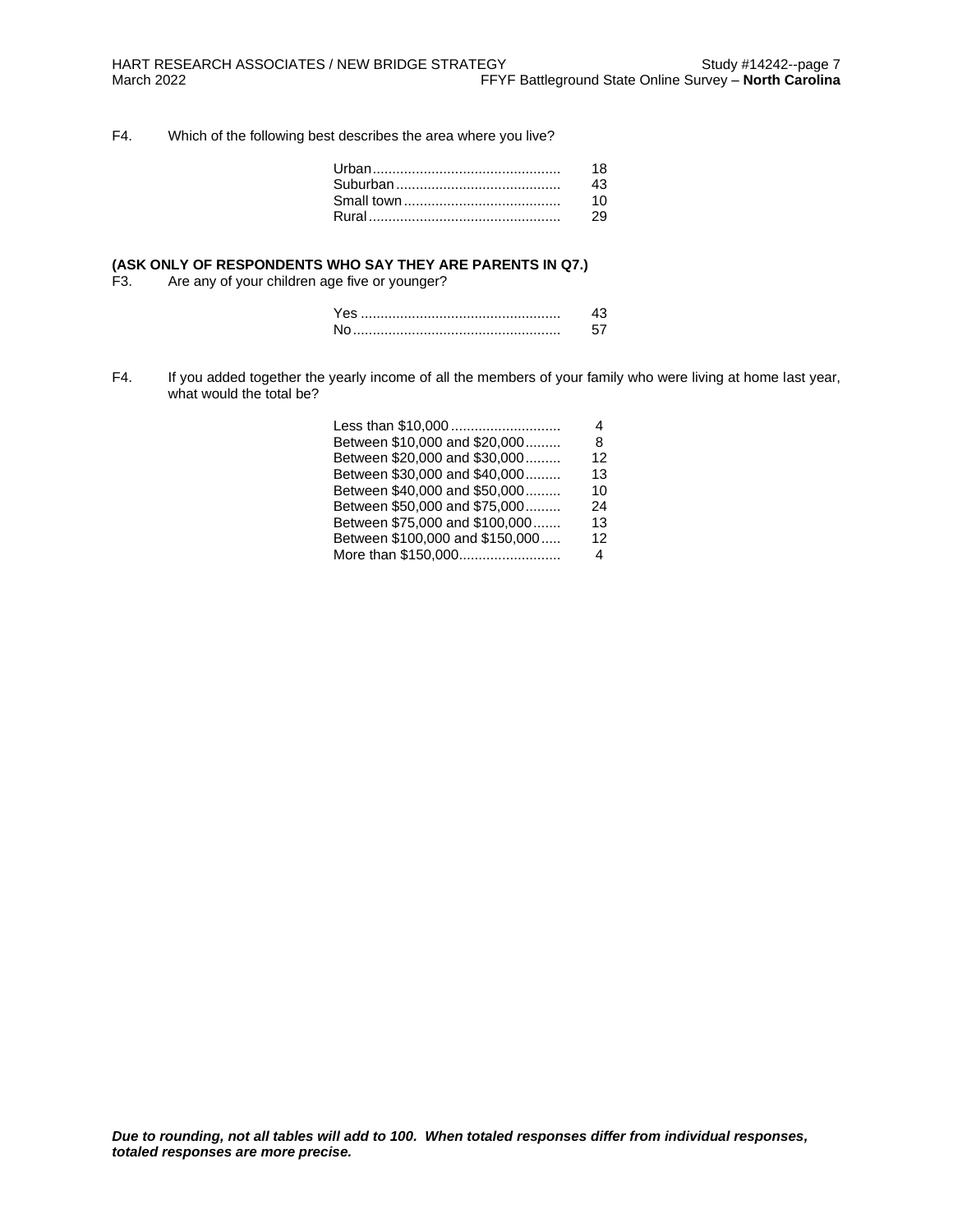F4. Which of the following best describes the area where you live?

| | |
|---|---|
| Urban | 18 |
| Suburban | 43 |
| Small town | 10 |
| Rural | 29 |

**(ASK ONLY OF RESPONDENTS WHO SAY THEY ARE PARENTS IN Q7.)**

F3. Are any of your children age five or younger?

| | |
|---|---|
| Yes | 43 |
| No | 57 |

F4. If you added together the yearly income of all the members of your family who were living at home last year, what would the total be?

| | |
|---|---|
| Less than $10,000 | 4 |
| Between $10,000 and $20,000 | 8 |
| Between $20,000 and $30,000 | 12 |
| Between $30,000 and $40,000 | 13 |
| Between $40,000 and $50,000 | 10 |
| Between $50,000 and $75,000 | 24 |
| Between $75,000 and $100,000 | 13 |
| Between $100,000 and $150,000 | 12 |
| More than $150,000 | 4 |

***Due to rounding, not all tables will add to 100. When totaled responses differ from individual responses, totaled responses are more precise.***